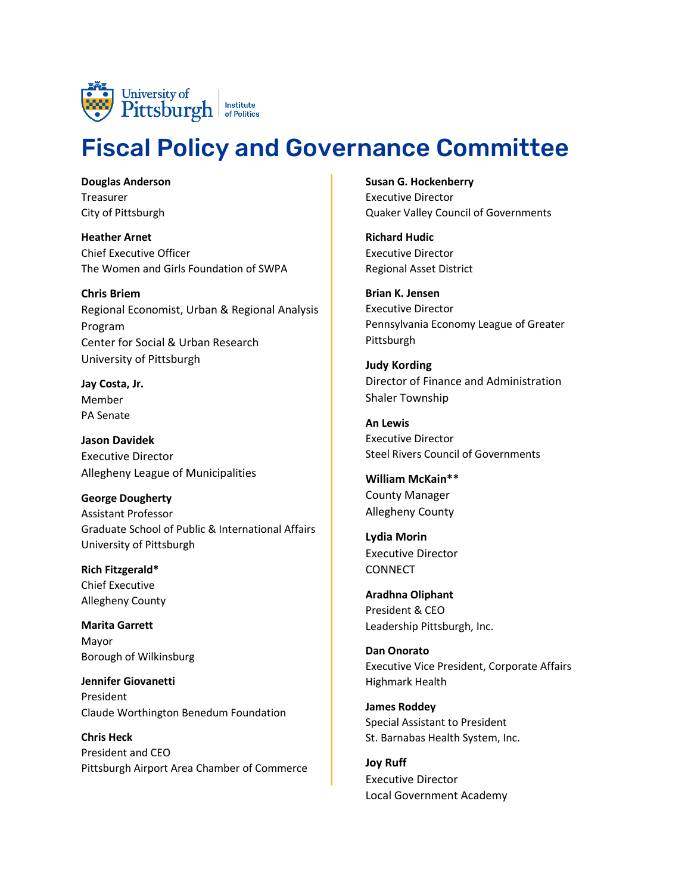University of Pittsburgh | Institute of Politics

# Fiscal Policy and Governance Committee

**Douglas Anderson**
Treasurer
City of Pittsburgh

**Heather Arnet**
Chief Executive Officer
The Women and Girls Foundation of SWPA

**Chris Briem**
Regional Economist, Urban & Regional Analysis Program
Center for Social & Urban Research
University of Pittsburgh

**Jay Costa, Jr.**
Member
PA Senate

**Jason Davidek**
Executive Director
Allegheny League of Municipalities

**George Dougherty**
Assistant Professor
Graduate School of Public & International Affairs
University of Pittsburgh

**Rich Fitzgerald***
Chief Executive
Allegheny County

**Marita Garrett**
Mayor
Borough of Wilkinsburg

**Jennifer Giovanetti**
President
Claude Worthington Benedum Foundation

**Chris Heck**
President and CEO
Pittsburgh Airport Area Chamber of Commerce

**Susan G. Hockenberry**
Executive Director
Quaker Valley Council of Governments

**Richard Hudic**
Executive Director
Regional Asset District

**Brian K. Jensen**
Executive Director
Pennsylvania Economy League of Greater Pittsburgh

**Judy Kording**
Director of Finance and Administration
Shaler Township

**An Lewis**
Executive Director
Steel Rivers Council of Governments

**William McKain****
County Manager
Allegheny County

**Lydia Morin**
Executive Director
CONNECT

**Aradhna Oliphant**
President & CEO
Leadership Pittsburgh, Inc.

**Dan Onorato**
Executive Vice President, Corporate Affairs
Highmark Health

**James Roddey**
Special Assistant to President
St. Barnabas Health System, Inc.

**Joy Ruff**
Executive Director
Local Government Academy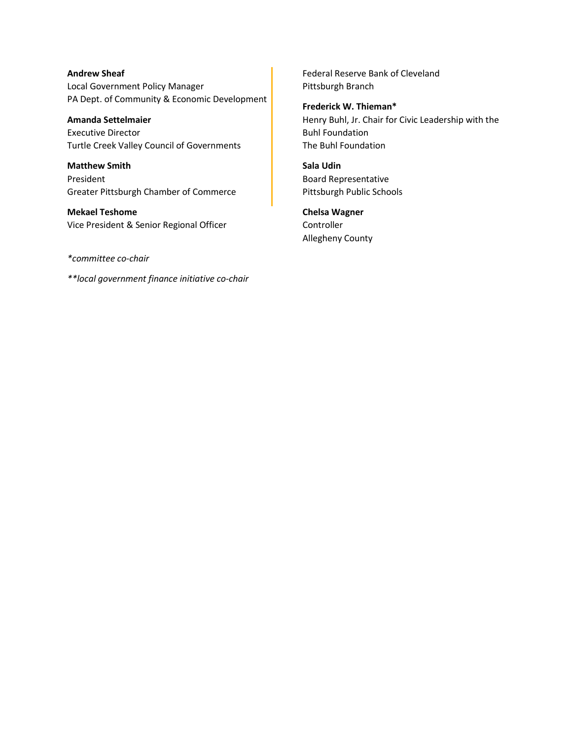**Andrew Sheaf**
Local Government Policy Manager
PA Dept. of Community & Economic Development

**Amanda Settelmaier**
Executive Director
Turtle Creek Valley Council of Governments

**Matthew Smith**
President
Greater Pittsburgh Chamber of Commerce

**Mekael Teshome**
Vice President & Senior Regional Officer
Federal Reserve Bank of Cleveland
Pittsburgh Branch

**Frederick W. Thieman***
Henry Buhl, Jr. Chair for Civic Leadership with the Buhl Foundation
The Buhl Foundation

**Sala Udin**
Board Representative
Pittsburgh Public Schools

**Chelsa Wagner**
Controller
Allegheny County

**committee co-chair*

***local government finance initiative co-chair*